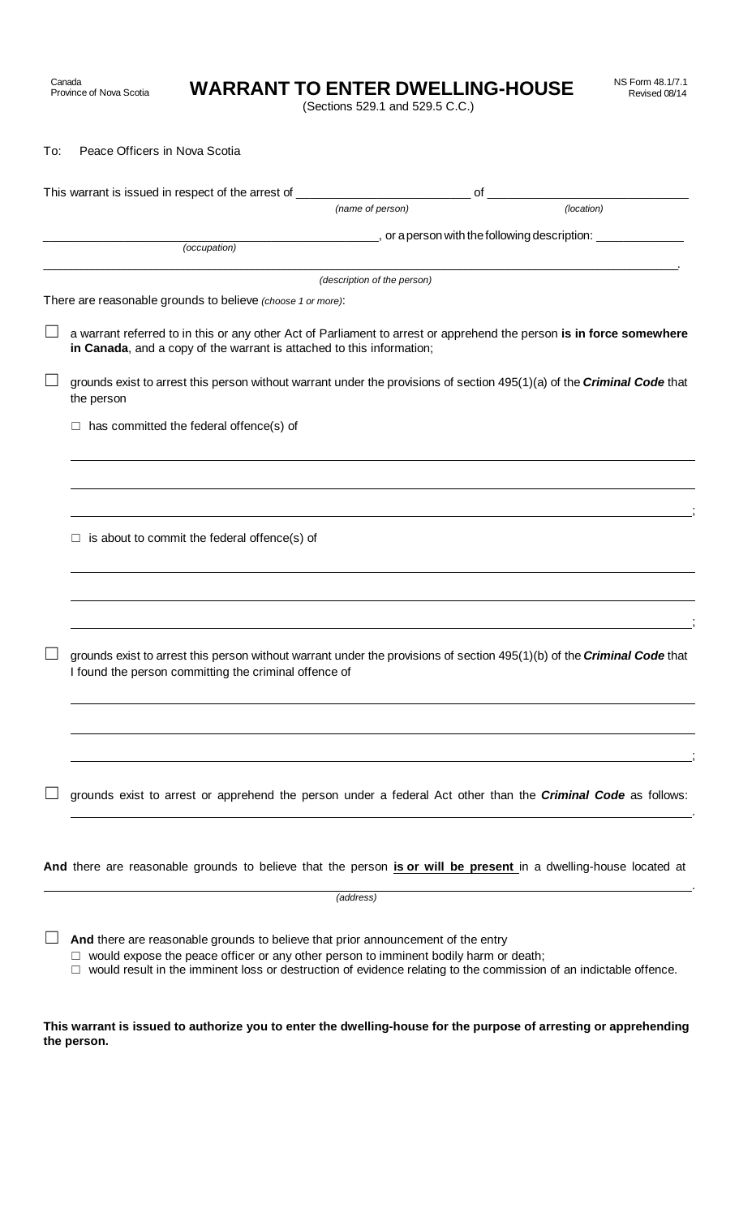Canada
Province of Nova Scotia

# WARRANT TO ENTER DWELLING-HOUSE

(Sections 529.1 and 529.5 C.C.)

NS Form 48.1/7.1
Revised 08/14

To: Peace Officers in Nova Scotia

This warrant is issued in respect of the arrest of \_\_\_\_\_\_\_\_\_\_\_\_\_\_\_\_\_\_\_\_ *(name of person)* of \_\_\_\_\_\_\_\_\_\_\_\_\_\_\_\_\_\_\_\_ *(location)*

\_\_\_\_\_\_\_\_\_\_\_\_\_\_\_\_\_\_\_\_ *(occupation)*, or a person with the following description: \_\_\_\_\_\_\_\_\_\_\_\_\_\_\_\_\_\_\_\_

\_\_\_\_\_\_\_\_\_\_\_\_\_\_\_\_\_\_\_\_ *(description of the person)*.

There are reasonable grounds to believe *(choose 1 or more)*:

☐ a warrant referred to in this or any other Act of Parliament to arrest or apprehend the person **is in force somewhere in Canada**, and a copy of the warrant is attached to this information;

☐ grounds exist to arrest this person without warrant under the provisions of section 495(1)(a) of the ***Criminal Code*** that the person

- ☐ has committed the federal offence(s) of

\_\_\_\_\_\_\_\_\_\_\_\_\_\_\_\_\_\_\_\_

\_\_\_\_\_\_\_\_\_\_\_\_\_\_\_\_\_\_\_\_

\_\_\_\_\_\_\_\_\_\_\_\_\_\_\_\_\_\_\_\_;

- ☐ is about to commit the federal offence(s) of

\_\_\_\_\_\_\_\_\_\_\_\_\_\_\_\_\_\_\_\_

\_\_\_\_\_\_\_\_\_\_\_\_\_\_\_\_\_\_\_\_

\_\_\_\_\_\_\_\_\_\_\_\_\_\_\_\_\_\_\_\_;

☐ grounds exist to arrest this person without warrant under the provisions of section 495(1)(b) of the ***Criminal Code*** that I found the person committing the criminal offence of

\_\_\_\_\_\_\_\_\_\_\_\_\_\_\_\_\_\_\_\_

\_\_\_\_\_\_\_\_\_\_\_\_\_\_\_\_\_\_\_\_

\_\_\_\_\_\_\_\_\_\_\_\_\_\_\_\_\_\_\_\_;

☐ grounds exist to arrest or apprehend the person under a federal Act other than the ***Criminal Code*** as follows:

\_\_\_\_\_\_\_\_\_\_\_\_\_\_\_\_\_\_\_\_.

**And** there are reasonable grounds to believe that the person **<u>is or will be present</u>** in a dwelling-house located at

\_\_\_\_\_\_\_\_\_\_\_\_\_\_\_\_\_\_\_\_ *(address)*.

☐ **And** there are reasonable grounds to believe that prior announcement of the entry

- ☐ would expose the peace officer or any other person to imminent bodily harm or death;
- ☐ would result in the imminent loss or destruction of evidence relating to the commission of an indictable offence.

**This warrant is issued to authorize you to enter the dwelling-house for the purpose of arresting or apprehending the person.**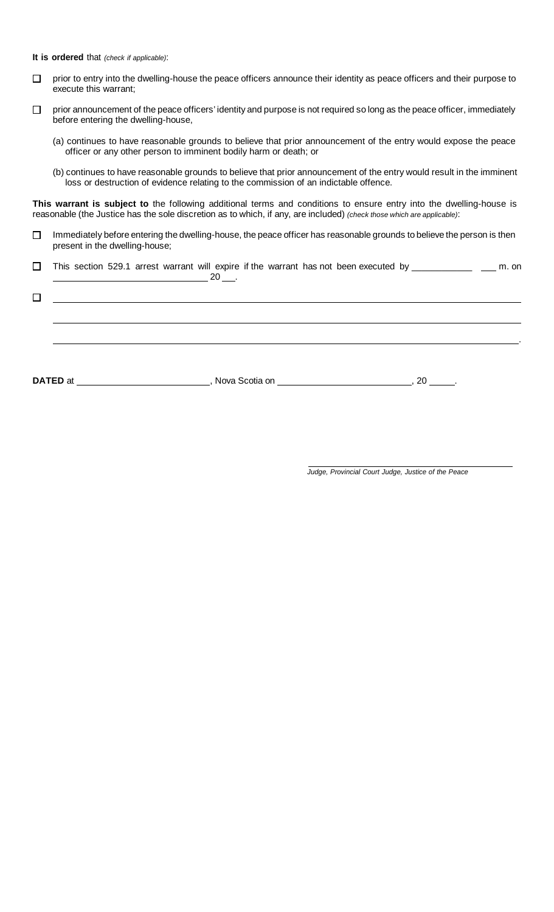**It is ordered** that *(check if applicable)*:

- ☐ prior to entry into the dwelling-house the peace officers announce their identity as peace officers and their purpose to execute this warrant;

- ☐ prior announcement of the peace officers' identity and purpose is not required so long as the peace officer, immediately before entering the dwelling-house,

  (a) continues to have reasonable grounds to believe that prior announcement of the entry would expose the peace officer or any other person to imminent bodily harm or death; or

  (b) continues to have reasonable grounds to believe that prior announcement of the entry would result in the imminent loss or destruction of evidence relating to the commission of an indictable offence.

**This warrant is subject to** the following additional terms and conditions to ensure entry into the dwelling-house is reasonable (the Justice has the sole discretion as to which, if any, are included) *(check those which are applicable)*:

- ☐ Immediately before entering the dwelling-house, the peace officer has reasonable grounds to believe the person is then present in the dwelling-house;

- ☐ This section 529.1 arrest warrant will expire if the warrant has not been executed by ____________ ___ m. on ______________________________ 20 ___.

- ☐ ______________________________________________________________________________

  ______________________________________________________________________________

  ______________________________________________________________________________.

**DATED** at __________________________, Nova Scotia on __________________________, 20 _____.

______________________________________________

*Judge, Provincial Court Judge, Justice of the Peace*